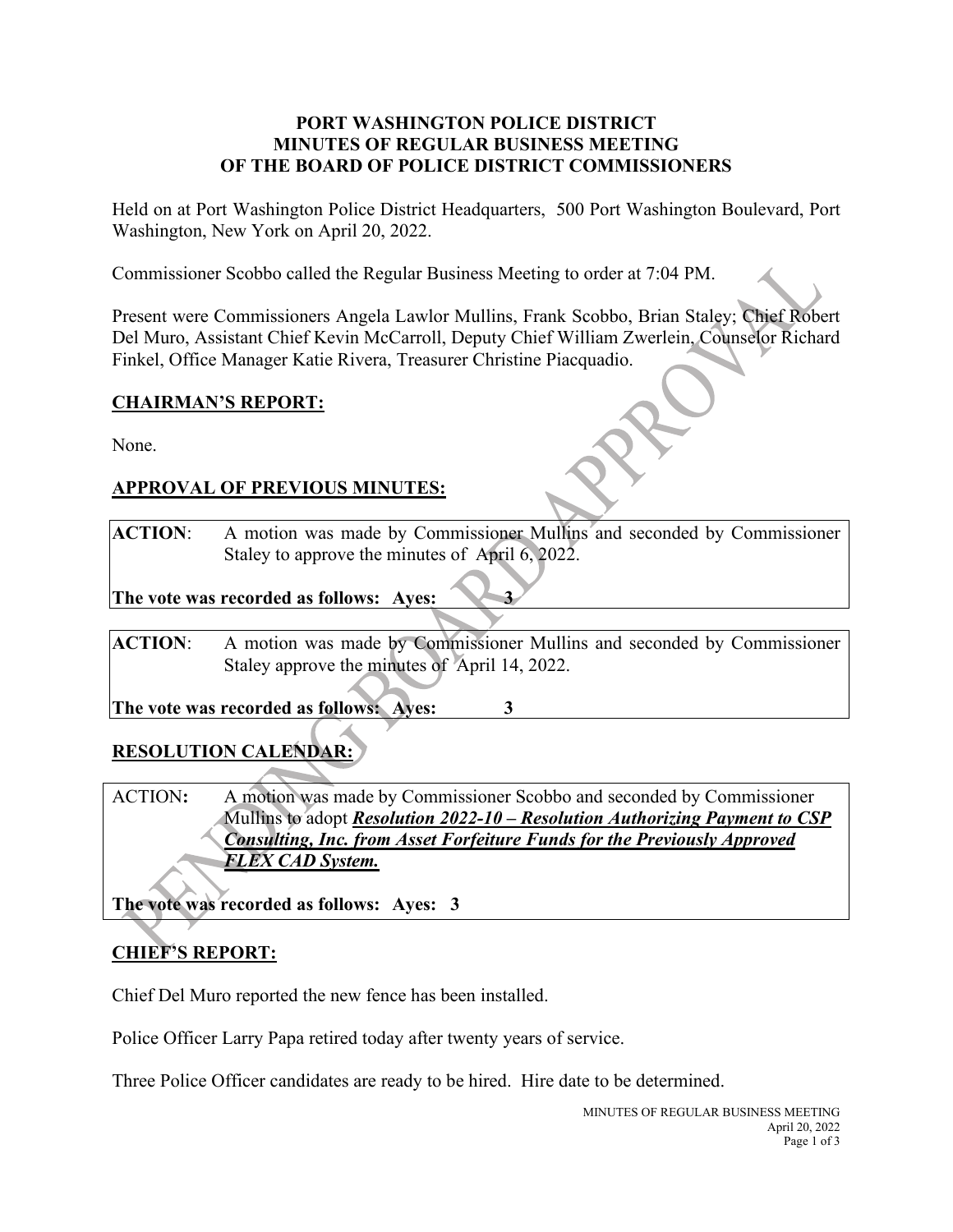# PORT WASHINGTON POLICE DISTRICT
## MINUTES OF REGULAR BUSINESS MEETING
## OF THE BOARD OF POLICE DISTRICT COMMISSIONERS

Held on at Port Washington Police District Headquarters, 500 Port Washington Boulevard, Port Washington, New York on April 20, 2022.

Commissioner Scobbo called the Regular Business Meeting to order at 7:04 PM.

Present were Commissioners Angela Lawlor Mullins, Frank Scobbo, Brian Staley; Chief Robert Del Muro, Assistant Chief Kevin McCarroll, Deputy Chief William Zwerlein, Counselor Richard Finkel, Office Manager Katie Rivera, Treasurer Christine Piacquadio.

**CHAIRMAN'S REPORT:**

None.

**APPROVAL OF PREVIOUS MINUTES:**

**ACTION**: A motion was made by Commissioner Mullins and seconded by Commissioner Staley to approve the minutes of April 6, 2022.

**The vote was recorded as follows: Ayes: 3**

**ACTION**: A motion was made by Commissioner Mullins and seconded by Commissioner Staley approve the minutes of April 14, 2022.

**The vote was recorded as follows: Ayes: 3**

**RESOLUTION CALENDAR:**

ACTION**:** A motion was made by Commissioner Scobbo and seconded by Commissioner Mullins to adopt ***Resolution 2022-10 – Resolution Authorizing Payment to CSP Consulting, Inc. from Asset Forfeiture Funds for the Previously Approved FLEX CAD System.***

**The vote was recorded as follows: Ayes: 3**

**CHIEF'S REPORT:**

Chief Del Muro reported the new fence has been installed.

Police Officer Larry Papa retired today after twenty years of service.

Three Police Officer candidates are ready to be hired. Hire date to be determined.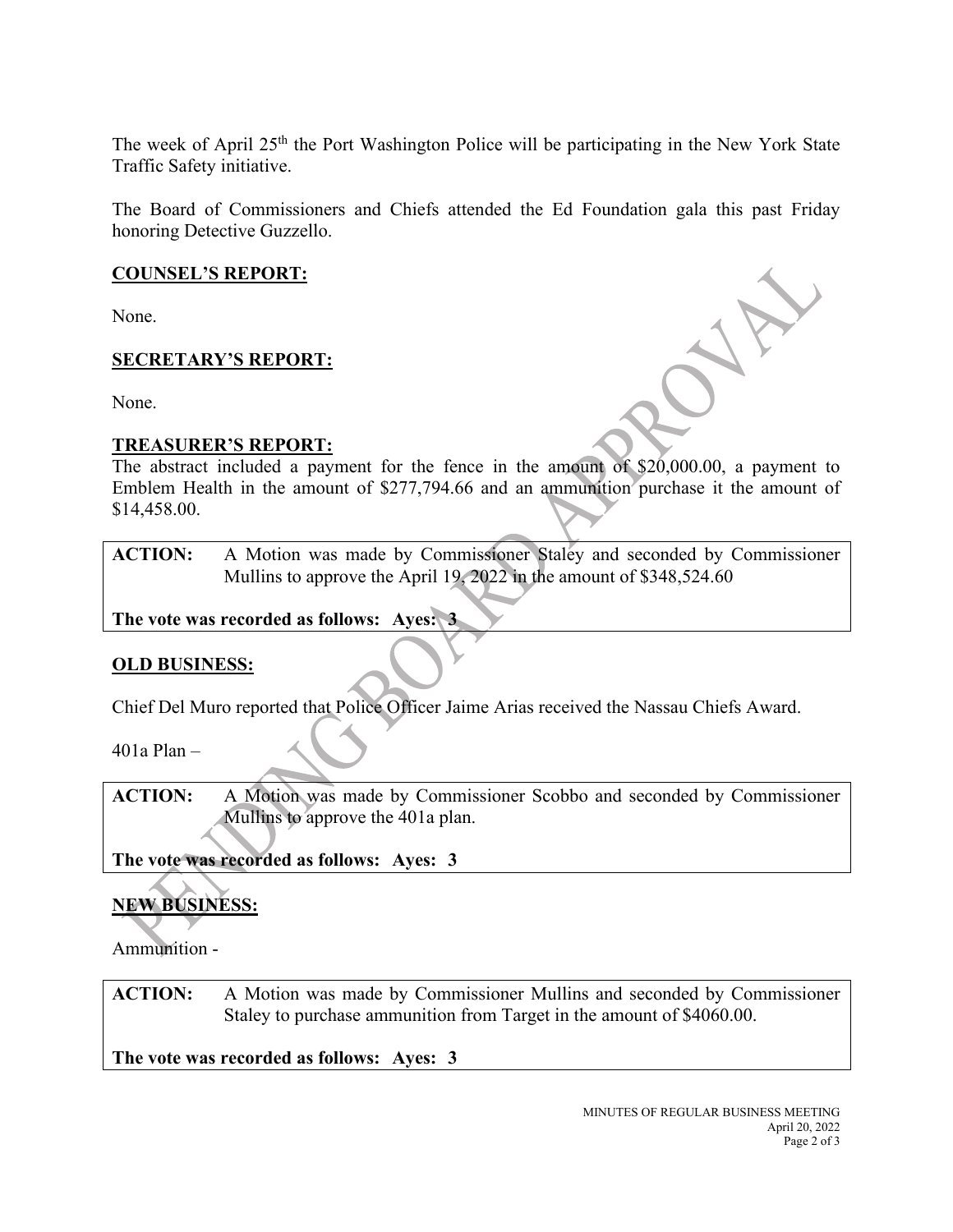The week of April 25th the Port Washington Police will be participating in the New York State Traffic Safety initiative.

The Board of Commissioners and Chiefs attended the Ed Foundation gala this past Friday honoring Detective Guzzello.

**COUNSEL'S REPORT:**

None.

**SECRETARY'S REPORT:**

None.

**TREASURER'S REPORT:**

The abstract included a payment for the fence in the amount of $20,000.00, a payment to Emblem Health in the amount of $277,794.66 and an ammunition purchase it the amount of $14,458.00.

**ACTION:** A Motion was made by Commissioner Staley and seconded by Commissioner Mullins to approve the April 19, 2022 in the amount of $348,524.60

**The vote was recorded as follows: Ayes: 3**

**OLD BUSINESS:**

Chief Del Muro reported that Police Officer Jaime Arias received the Nassau Chiefs Award.

401a Plan –

**ACTION:** A Motion was made by Commissioner Scobbo and seconded by Commissioner Mullins to approve the 401a plan.

**The vote was recorded as follows: Ayes: 3**

**NEW BUSINESS:**

Ammunition -

**ACTION:** A Motion was made by Commissioner Mullins and seconded by Commissioner Staley to purchase ammunition from Target in the amount of $4060.00.

**The vote was recorded as follows: Ayes: 3**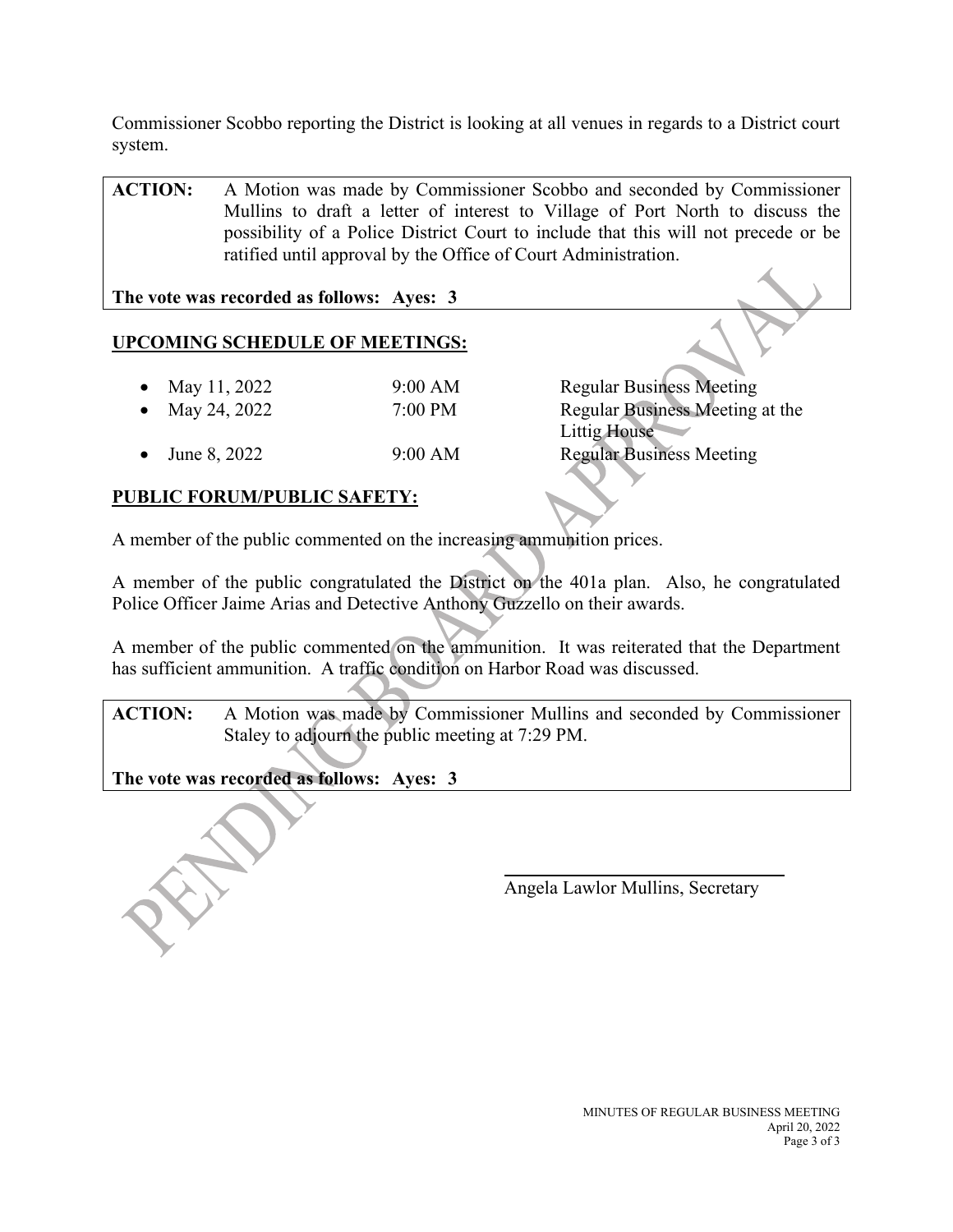Commissioner Scobbo reporting the District is looking at all venues in regards to a District court system.

**ACTION:** A Motion was made by Commissioner Scobbo and seconded by Commissioner Mullins to draft a letter of interest to Village of Port North to discuss the possibility of a Police District Court to include that this will not precede or be ratified until approval by the Office of Court Administration.

**The vote was recorded as follows: Ayes: 3**

**UPCOMING SCHEDULE OF MEETINGS:**

- May 11, 2022 — 9:00 AM — Regular Business Meeting
- May 24, 2022 — 7:00 PM — Regular Business Meeting at the Littig House
- June 8, 2022 — 9:00 AM — Regular Business Meeting

**PUBLIC FORUM/PUBLIC SAFETY:**

A member of the public commented on the increasing ammunition prices.

A member of the public congratulated the District on the 401a plan. Also, he congratulated Police Officer Jaime Arias and Detective Anthony Guzzello on their awards.

A member of the public commented on the ammunition. It was reiterated that the Department has sufficient ammunition. A traffic condition on Harbor Road was discussed.

**ACTION:** A Motion was made by Commissioner Mullins and seconded by Commissioner Staley to adjourn the public meeting at 7:29 PM.

**The vote was recorded as follows: Ayes: 3**

Angela Lawlor Mullins, Secretary

PENDING BOARD APPROVAL